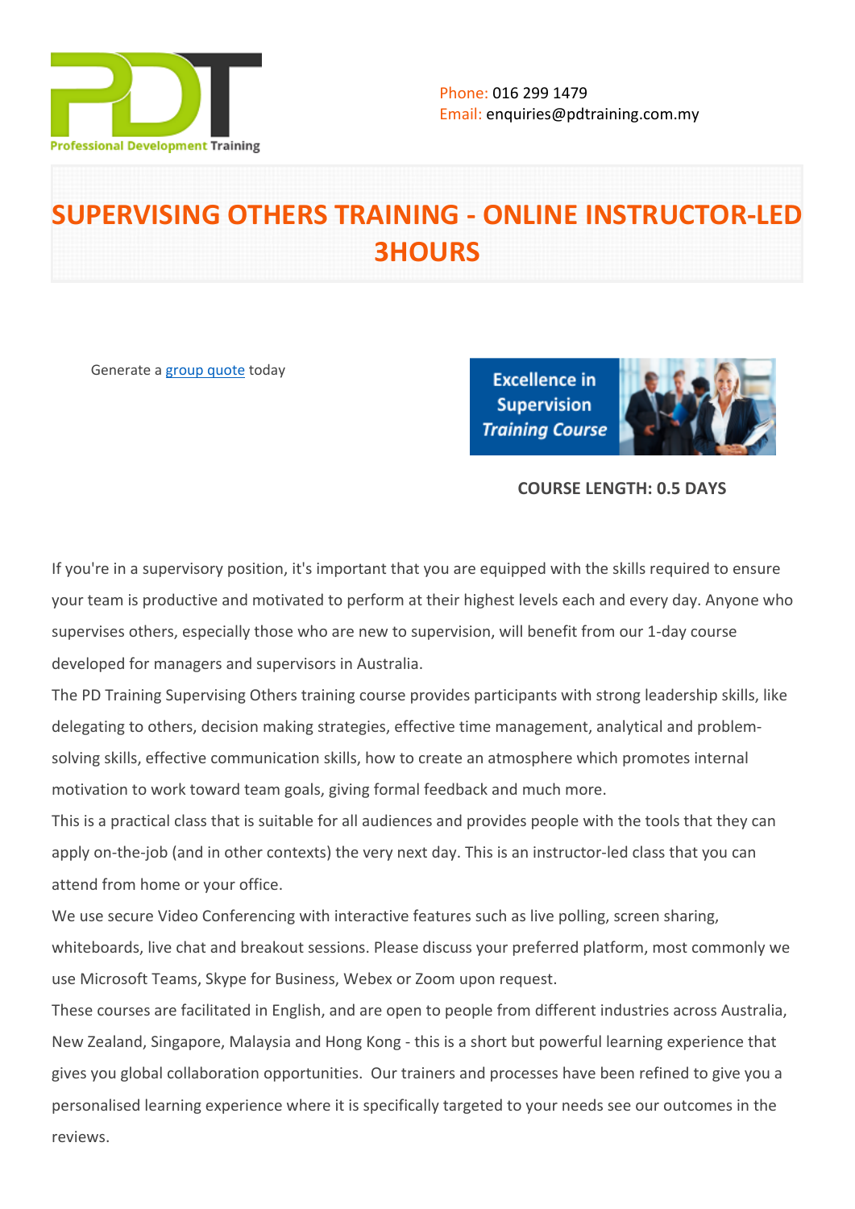Phone: 016 299 1479
Email: enquiries@pdtraining.com.my

# SUPERVISING OTHERS TRAINING - ONLINE INSTRUCTOR-LED 3HOURS

Generate a group quote today

**COURSE LENGTH: 0.5 DAYS**

If you're in a supervisory position, it's important that you are equipped with the skills required to ensure your team is productive and motivated to perform at their highest levels each and every day. Anyone who supervises others, especially those who are new to supervision, will benefit from our 1-day course developed for managers and supervisors in Australia.

The PD Training Supervising Others training course provides participants with strong leadership skills, like delegating to others, decision making strategies, effective time management, analytical and problem-solving skills, effective communication skills, how to create an atmosphere which promotes internal motivation to work toward team goals, giving formal feedback and much more.

This is a practical class that is suitable for all audiences and provides people with the tools that they can apply on-the-job (and in other contexts) the very next day. This is an instructor-led class that you can attend from home or your office.

We use secure Video Conferencing with interactive features such as live polling, screen sharing, whiteboards, live chat and breakout sessions. Please discuss your preferred platform, most commonly we use Microsoft Teams, Skype for Business, Webex or Zoom upon request.

These courses are facilitated in English, and are open to people from different industries across Australia, New Zealand, Singapore, Malaysia and Hong Kong - this is a short but powerful learning experience that gives you global collaboration opportunities. Our trainers and processes have been refined to give you a personalised learning experience where it is specifically targeted to your needs see our outcomes in the reviews.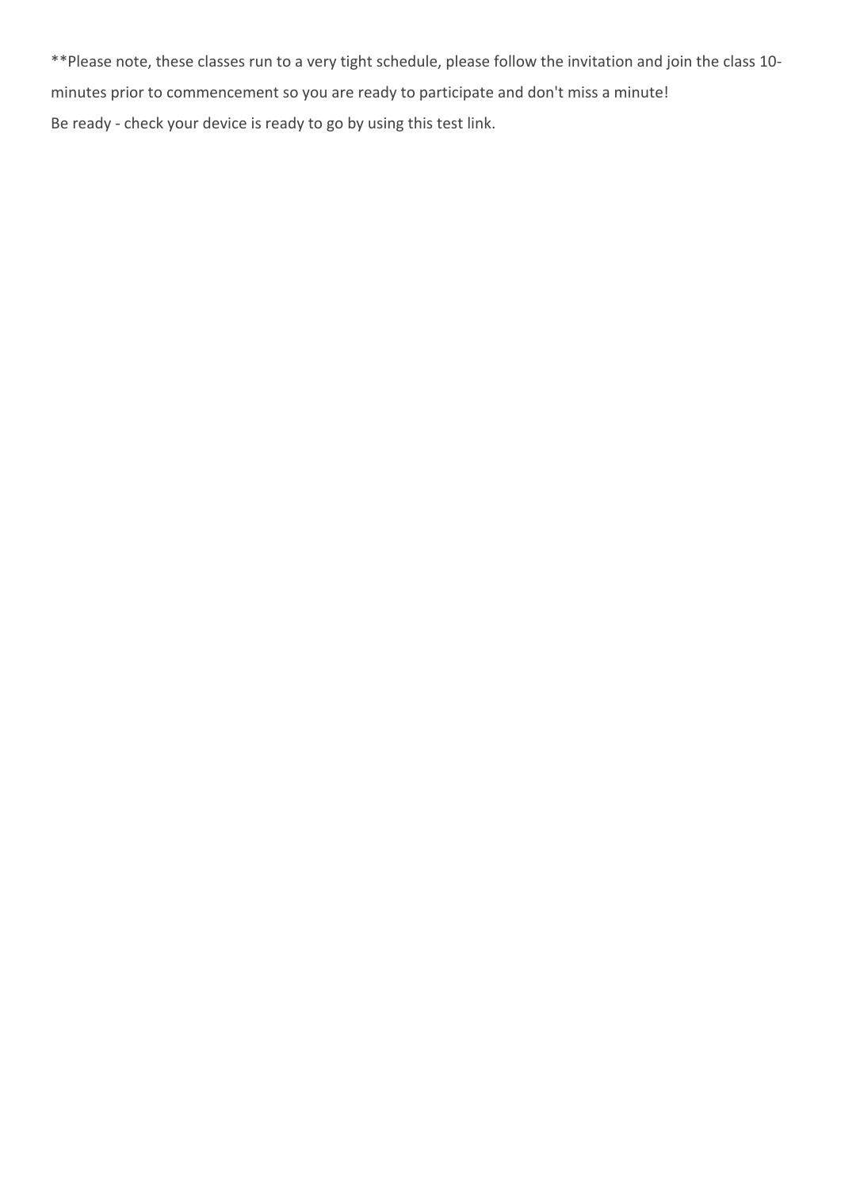**Please note, these classes run to a very tight schedule, please follow the invitation and join the class 10-minutes prior to commencement so you are ready to participate and don't miss a minute!

Be ready - check your device is ready to go by using this test link.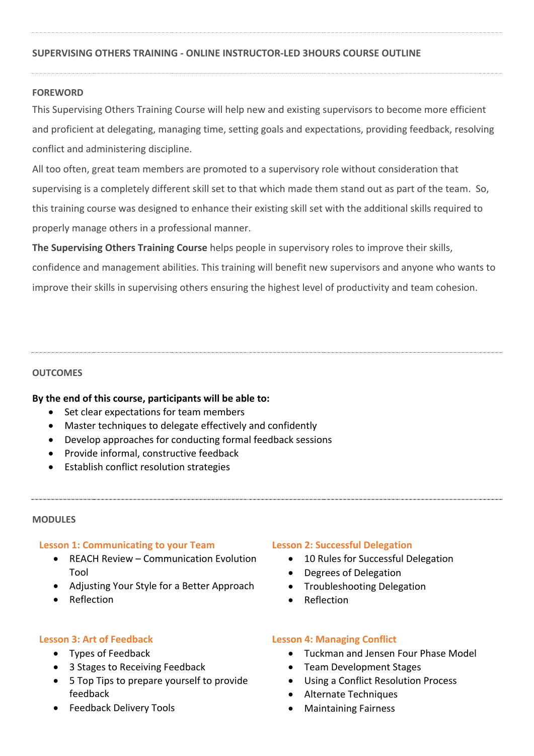## SUPERVISING OTHERS TRAINING - ONLINE INSTRUCTOR-LED 3HOURS COURSE OUTLINE

### FOREWORD

This Supervising Others Training Course will help new and existing supervisors to become more efficient and proficient at delegating, managing time, setting goals and expectations, providing feedback, resolving conflict and administering discipline.

All too often, great team members are promoted to a supervisory role without consideration that supervising is a completely different skill set to that which made them stand out as part of the team. So, this training course was designed to enhance their existing skill set with the additional skills required to properly manage others in a professional manner.

**The Supervising Others Training Course** helps people in supervisory roles to improve their skills, confidence and management abilities. This training will benefit new supervisors and anyone who wants to improve their skills in supervising others ensuring the highest level of productivity and team cohesion.

### OUTCOMES

**By the end of this course, participants will be able to:**

- Set clear expectations for team members
- Master techniques to delegate effectively and confidently
- Develop approaches for conducting formal feedback sessions
- Provide informal, constructive feedback
- Establish conflict resolution strategies

### MODULES

#### Lesson 1: Communicating to your Team

- REACH Review – Communication Evolution Tool
- Adjusting Your Style for a Better Approach
- Reflection

#### Lesson 2: Successful Delegation

- 10 Rules for Successful Delegation
- Degrees of Delegation
- Troubleshooting Delegation
- Reflection

#### Lesson 3: Art of Feedback

- Types of Feedback
- 3 Stages to Receiving Feedback
- 5 Top Tips to prepare yourself to provide feedback
- Feedback Delivery Tools

#### Lesson 4: Managing Conflict

- Tuckman and Jensen Four Phase Model
- Team Development Stages
- Using a Conflict Resolution Process
- Alternate Techniques
- Maintaining Fairness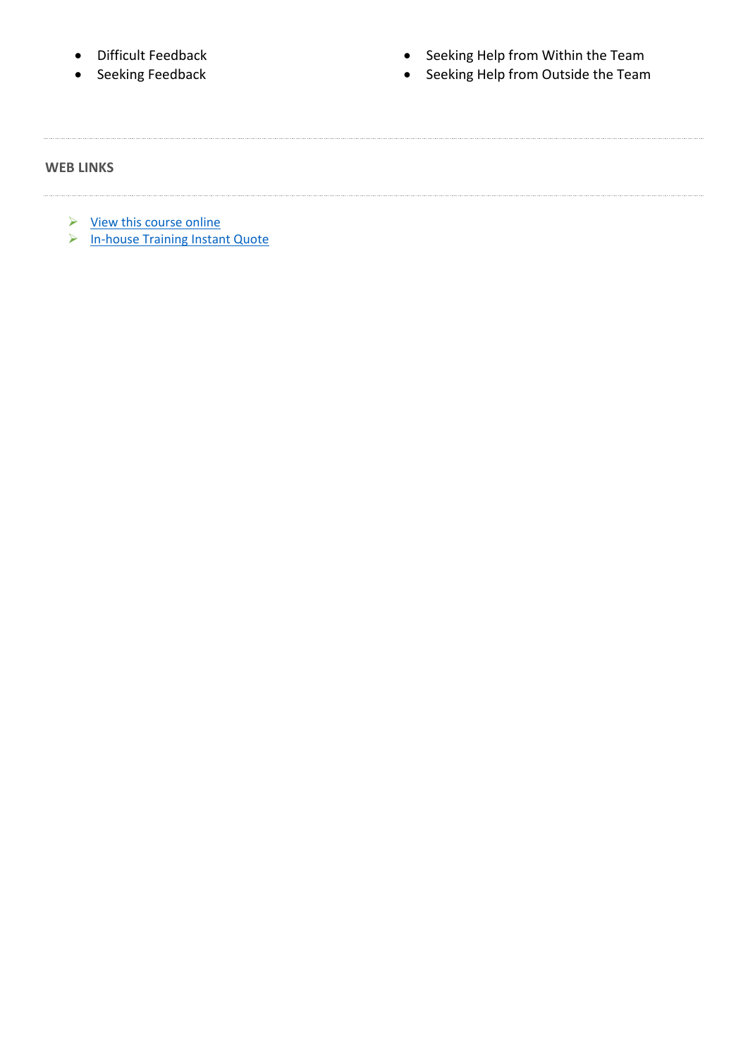- Difficult Feedback
- Seeking Feedback
- Seeking Help from Within the Team
- Seeking Help from Outside the Team

## WEB LINKS

- View this course online
- In-house Training Instant Quote